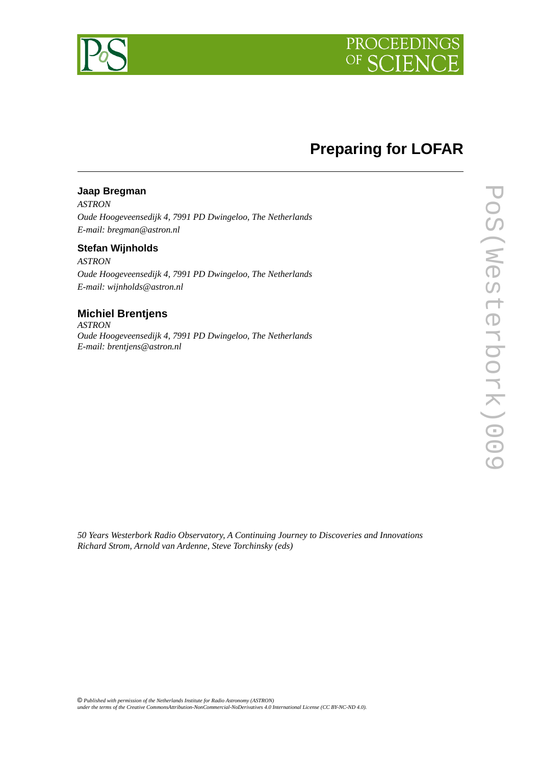# Preparing for LOFAR

**Jaap Bregman**

*ASTRON*
*Oude Hoogeveensedijk 4, 7991 PD Dwingeloo, The Netherlands*
*E-mail:* *bregman@astron.nl*

**Stefan Wijnholds**

*ASTRON*
*Oude Hoogeveensedijk 4, 7991 PD Dwingeloo, The Netherlands*
*E-mail:* *wijnholds@astron.nl*

**Michiel Brentjens**

*ASTRON*
*Oude Hoogeveensedijk 4, 7991 PD Dwingeloo, The Netherlands*
*E-mail:* *brentjens@astron.nl*

*50 Years Westerbork Radio Observatory, A Continuing Journey to Discoveries and Innovations*
*Richard Strom, Arnold van Ardenne, Steve Torchinsky (eds)*

© *Published with permission of the Netherlands Institute for Radio Astronomy (ASTRON) under the terms of the Creative CommonsAttribution-NonCommercial-NoDerivatives 4.0 International License (CC BY-NC-ND 4.0).*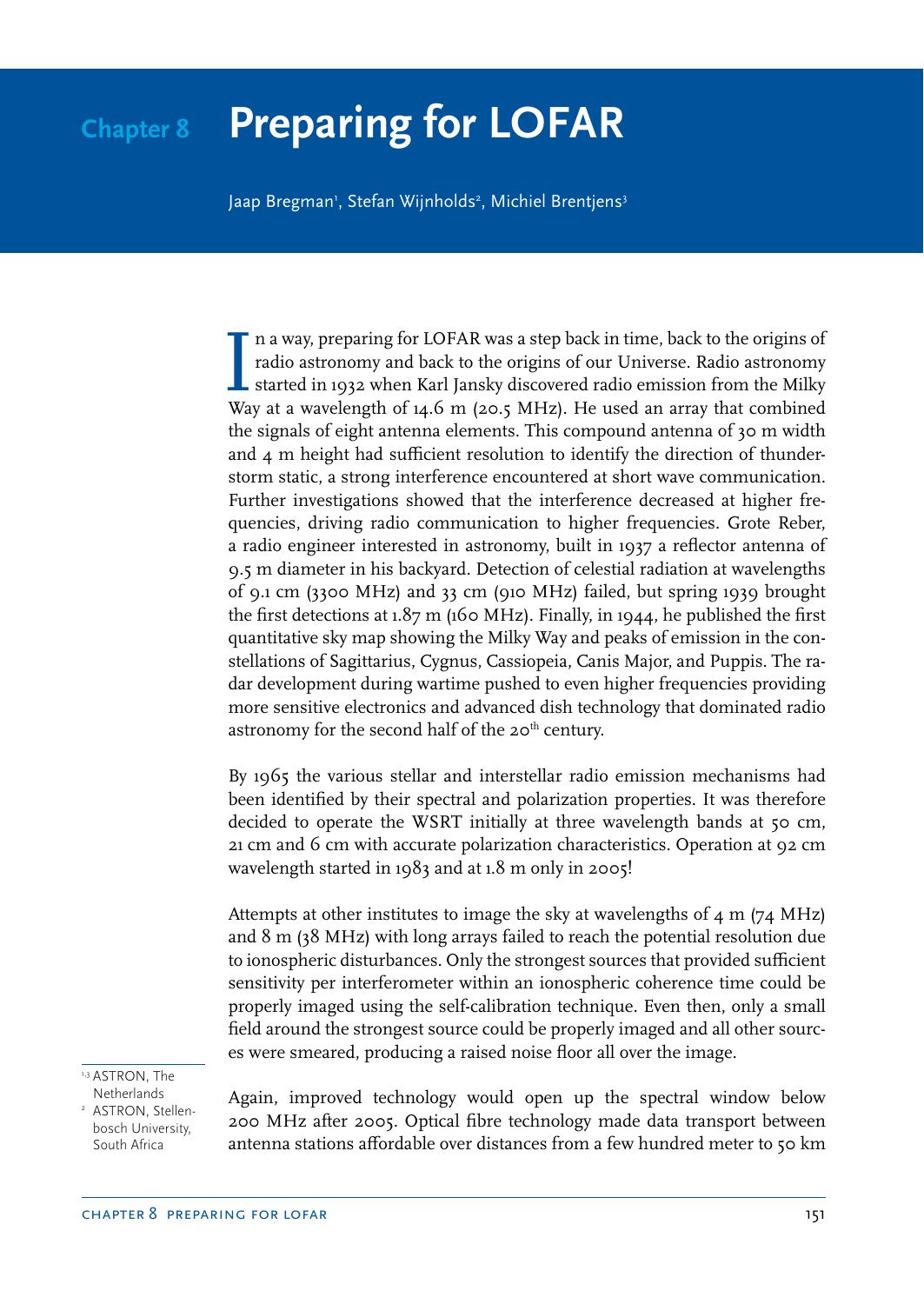# Chapter 8 Preparing for LOFAR

Jaap Bregman[1], Stefan Wijnholds[2], Michiel Brentjens[3]

In a way, preparing for LOFAR was a step back in time, back to the origins of radio astronomy and back to the origins of our Universe. Radio astronomy started in 1932 when Karl Jansky discovered radio emission from the Milky Way at a wavelength of 14.6 m (20.5 MHz). He used an array that combined the signals of eight antenna elements. This compound antenna of 30 m width and 4 m height had sufficient resolution to identify the direction of thunderstorm static, a strong interference encountered at short wave communication. Further investigations showed that the interference decreased at higher frequencies, driving radio communication to higher frequencies. Grote Reber, a radio engineer interested in astronomy, built in 1937 a reflector antenna of 9.5 m diameter in his backyard. Detection of celestial radiation at wavelengths of 9.1 cm (3300 MHz) and 33 cm (910 MHz) failed, but spring 1939 brought the first detections at 1.87 m (160 MHz). Finally, in 1944, he published the first quantitative sky map showing the Milky Way and peaks of emission in the constellations of Sagittarius, Cygnus, Cassiopeia, Canis Major, and Puppis. The radar development during wartime pushed to even higher frequencies providing more sensitive electronics and advanced dish technology that dominated radio astronomy for the second half of the 20th century.

By 1965 the various stellar and interstellar radio emission mechanisms had been identified by their spectral and polarization properties. It was therefore decided to operate the WSRT initially at three wavelength bands at 50 cm, 21 cm and 6 cm with accurate polarization characteristics. Operation at 92 cm wavelength started in 1983 and at 1.8 m only in 2005!

Attempts at other institutes to image the sky at wavelengths of 4 m (74 MHz) and 8 m (38 MHz) with long arrays failed to reach the potential resolution due to ionospheric disturbances. Only the strongest sources that provided sufficient sensitivity per interferometer within an ionospheric coherence time could be properly imaged using the self-calibration technique. Even then, only a small field around the strongest source could be properly imaged and all other sources were smeared, producing a raised noise floor all over the image.

Again, improved technology would open up the spectral window below 200 MHz after 2005. Optical fibre technology made data transport between antenna stations affordable over distances from a few hundred meter to 50 km

[1,3] ASTRON, The Netherlands
[2] ASTRON, Stellenbosch University, South Africa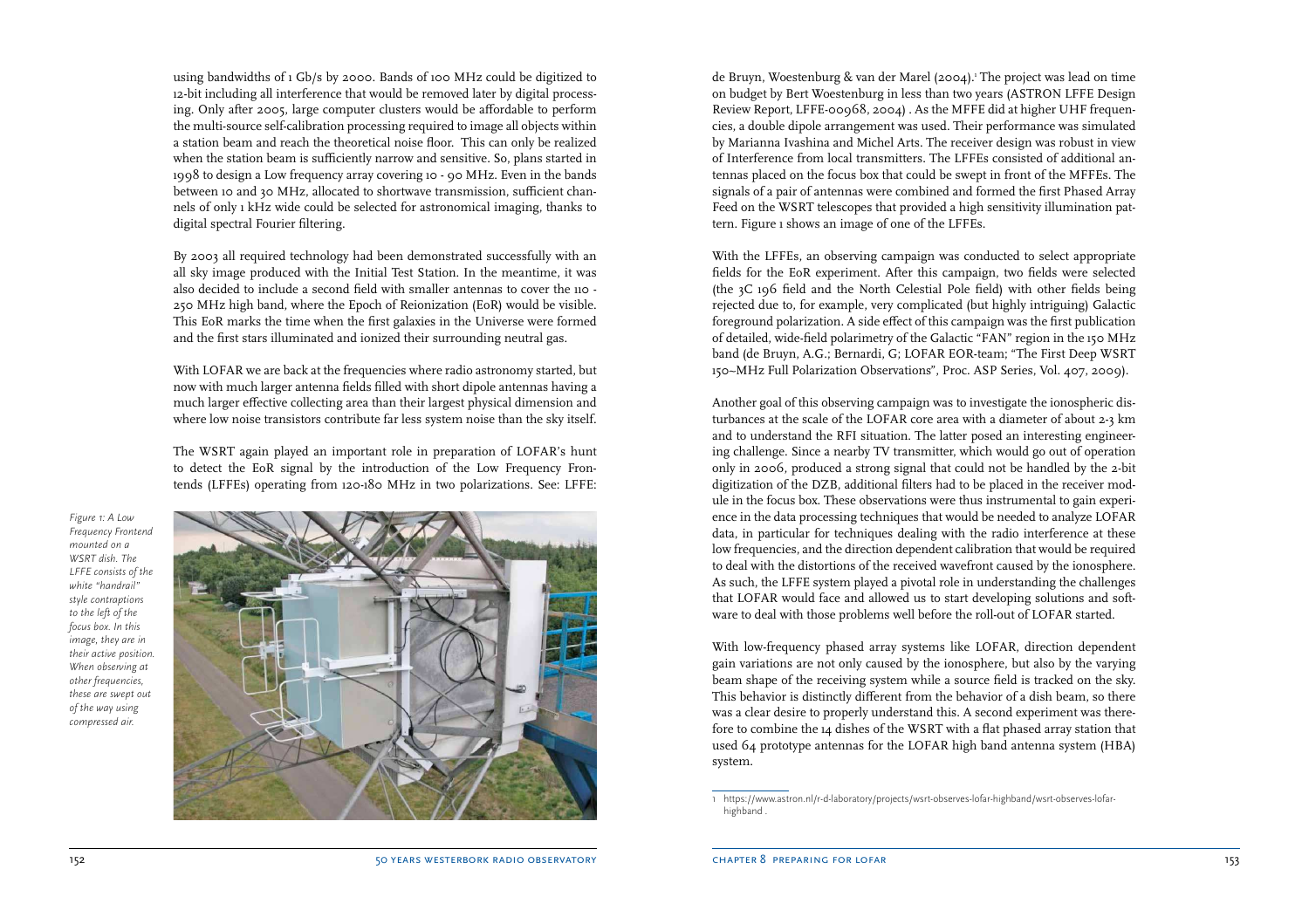using bandwidths of 1 Gb/s by 2000. Bands of 100 MHz could be digitized to 12-bit including all interference that would be removed later by digital processing. Only after 2005, large computer clusters would be affordable to perform the multi-source self-calibration processing required to image all objects within a station beam and reach the theoretical noise floor. This can only be realized when the station beam is sufficiently narrow and sensitive. So, plans started in 1998 to design a Low frequency array covering 10 - 90 MHz. Even in the bands between 10 and 30 MHz, allocated to shortwave transmission, sufficient channels of only 1 kHz wide could be selected for astronomical imaging, thanks to digital spectral Fourier filtering.

By 2003 all required technology had been demonstrated successfully with an all sky image produced with the Initial Test Station. In the meantime, it was also decided to include a second field with smaller antennas to cover the 110 - 250 MHz high band, where the Epoch of Reionization (EoR) would be visible. This EoR marks the time when the first galaxies in the Universe were formed and the first stars illuminated and ionized their surrounding neutral gas.

With LOFAR we are back at the frequencies where radio astronomy started, but now with much larger antenna fields filled with short dipole antennas having a much larger effective collecting area than their largest physical dimension and where low noise transistors contribute far less system noise than the sky itself.

The WSRT again played an important role in preparation of LOFAR's hunt to detect the EoR signal by the introduction of the Low Frequency Frontends (LFFEs) operating from 120-180 MHz in two polarizations. See: LFFE: de Bruyn, Woestenburg & van der Marel (2004).[1] The project was lead on time on budget by Bert Woestenburg in less than two years (ASTRON LFFE Design Review Report, LFFE-00968, 2004) . As the MFFE did at higher UHF frequencies, a double dipole arrangement was used. Their performance was simulated by Marianna Ivashina and Michel Arts. The receiver design was robust in view of Interference from local transmitters. The LFFEs consisted of additional antennas placed on the focus box that could be swept in front of the MFFEs. The signals of a pair of antennas were combined and formed the first Phased Array Feed on the WSRT telescopes that provided a high sensitivity illumination pattern. Figure 1 shows an image of one of the LFFEs.

*Figure 1: A Low Frequency Frontend mounted on a WSRT dish. The LFFE consists of the white "handrail" style contraptions to the left of the focus box. In this image, they are in their active position. When observing at other frequencies, these are swept out of the way using compressed air.*

With the LFFEs, an observing campaign was conducted to select appropriate fields for the EoR experiment. After this campaign, two fields were selected (the 3C 196 field and the North Celestial Pole field) with other fields being rejected due to, for example, very complicated (but highly intriguing) Galactic foreground polarization. A side effect of this campaign was the first publication of detailed, wide-field polarimetry of the Galactic "FAN" region in the 150 MHz band (de Bruyn, A.G.; Bernardi, G; LOFAR EOR-team; "The First Deep WSRT 150–MHz Full Polarization Observations", Proc. ASP Series, Vol. 407, 2009).

Another goal of this observing campaign was to investigate the ionospheric disturbances at the scale of the LOFAR core area with a diameter of about 2-3 km and to understand the RFI situation. The latter posed an interesting engineering challenge. Since a nearby TV transmitter, which would go out of operation only in 2006, produced a strong signal that could not be handled by the 2-bit digitization of the DZB, additional filters had to be placed in the receiver module in the focus box. These observations were thus instrumental to gain experience in the data processing techniques that would be needed to analyze LOFAR data, in particular for techniques dealing with the radio interference at these low frequencies, and the direction dependent calibration that would be required to deal with the distortions of the received wavefront caused by the ionosphere. As such, the LFFE system played a pivotal role in understanding the challenges that LOFAR would face and allowed us to start developing solutions and software to deal with those problems well before the roll-out of LOFAR started.

With low-frequency phased array systems like LOFAR, direction dependent gain variations are not only caused by the ionosphere, but also by the varying beam shape of the receiving system while a source field is tracked on the sky. This behavior is distinctly different from the behavior of a dish beam, so there was a clear desire to properly understand this. A second experiment was therefore to combine the 14 dishes of the WSRT with a flat phased array station that used 64 prototype antennas for the LOFAR high band antenna system (HBA) system.

[1] https://www.astron.nl/r-d-laboratory/projects/wsrt-observes-lofar-highband/wsrt-observes-lofar-highband .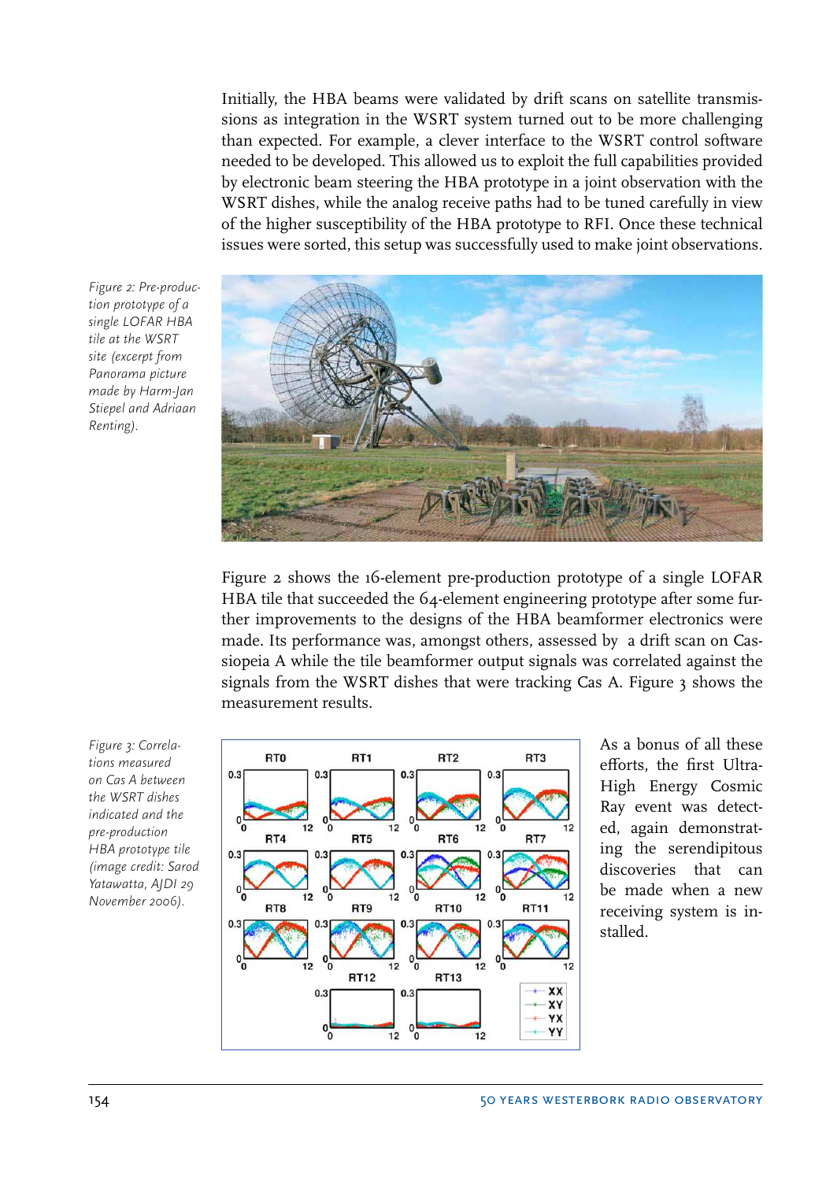Initially, the HBA beams were validated by drift scans on satellite transmissions as integration in the WSRT system turned out to be more challenging than expected. For example, a clever interface to the WSRT control software needed to be developed. This allowed us to exploit the full capabilities provided by electronic beam steering the HBA prototype in a joint observation with the WSRT dishes, while the analog receive paths had to be tuned carefully in view of the higher susceptibility of the HBA prototype to RFI. Once these technical issues were sorted, this setup was successfully used to make joint observations.

*Figure 2: Pre-production prototype of a single LOFAR HBA tile at the WSRT site (excerpt from Panorama picture made by Harm-Jan Stiepel and Adriaan Renting).*

Figure 2 shows the 16-element pre-production prototype of a single LOFAR HBA tile that succeeded the 64-element engineering prototype after some further improvements to the designs of the HBA beamformer electronics were made. Its performance was, amongst others, assessed by a drift scan on Cassiopeia A while the tile beamformer output signals was correlated against the signals from the WSRT dishes that were tracking Cas A. Figure 3 shows the measurement results.

RT0 RT1 RT2 RT3
RT4 RT5 RT6 RT7
RT8 RT9 RT10 RT11
RT12 RT13
0.3
0
0 12
XX
XY
YX
YY

*Figure 3: Correlations measured on Cas A between the WSRT dishes indicated and the pre-production HBA prototype tile (image credit: Sarod Yatawatta, AJDI 29 November 2006).*

As a bonus of all these efforts, the first Ultra-High Energy Cosmic Ray event was detected, again demonstrating the serendipitous discoveries that can be made when a new receiving system is installed.